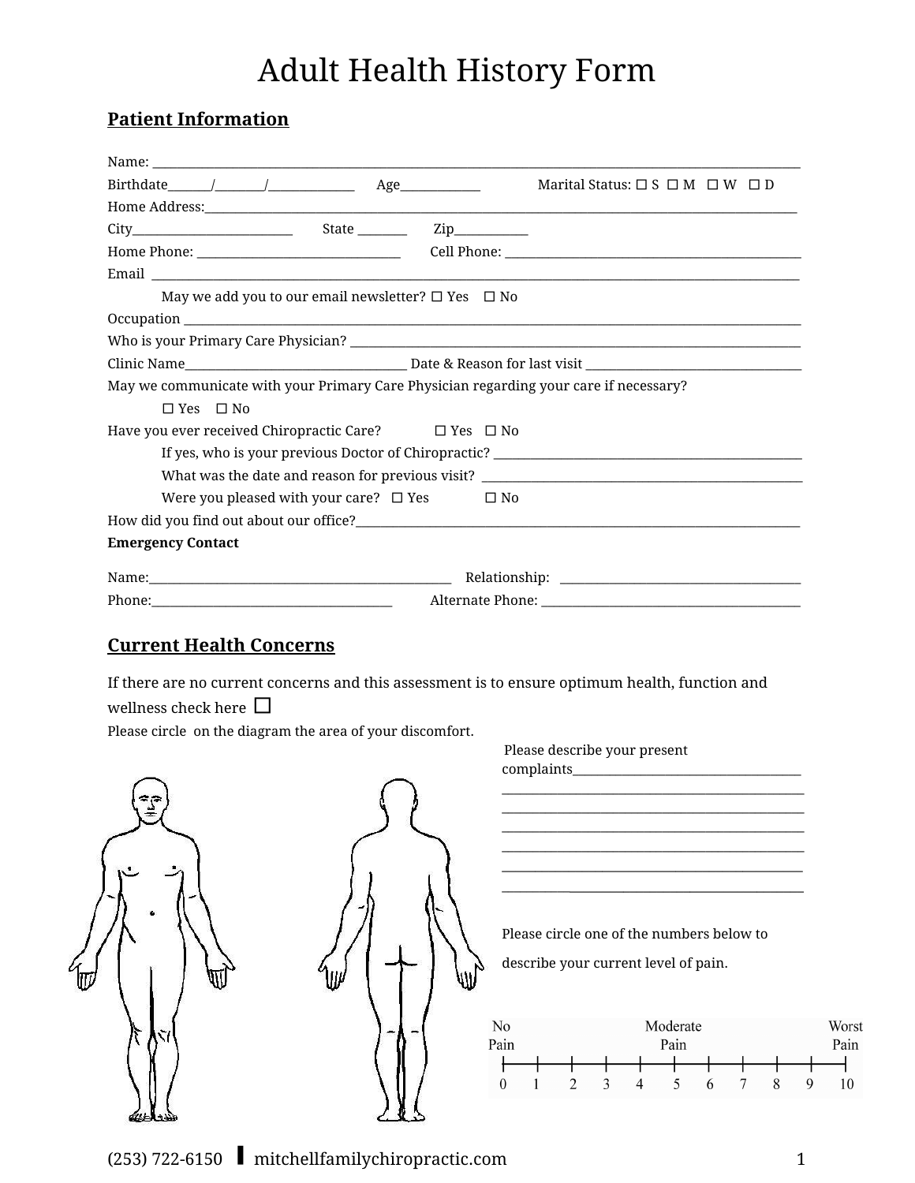# Adult Health History Form

## Patient Information

Name: ___________________________________________________________________________________________

Birthdate______/________/______________ Age_____________ Marital Status: ☐ S ☐ M ☐ W ☐ D

Home Address:______________________________________________________________________________________

City__________________________ State ________ Zip____________

Home Phone: _________________________________ Cell Phone: _______________________________________________

Email ___________________________________________________________________________________________

May we add you to our email newsletter? ☐ Yes ☐ No

Occupation ______________________________________________________________________________________

Who is your Primary Care Physician? ___________________________________________________________________

Clinic Name____________________________________ Date & Reason for last visit _________________________________

May we communicate with your Primary Care Physician regarding your care if necessary?

☐ Yes ☐ No

Have you ever received Chiropractic Care? ☐ Yes ☐ No

If yes, who is your previous Doctor of Chiropractic? _________________________________________________

What was the date and reason for previous visit? ____________________________________________________

Were you pleased with your care? ☐ Yes ☐ No

How did you find out about our office?_____________________________________________________________________

**Emergency Contact**

Name:_________________________________________________ Relationship: ______________________________________

Phone:_______________________________________ Alternate Phone: ________________________________________

## Current Health Concerns

If there are no current concerns and this assessment is to ensure optimum health, function and wellness check here ☐

Please circle on the diagram the area of your discomfort.

Please describe your present complaints_____________________________________

_______________________________________________

_______________________________________________

_______________________________________________

_______________________________________________

_______________________________________________

_______________________________________________

Please circle one of the numbers below to describe your current level of pain.

| No Pain | | | | | Moderate Pain | | | | | Worst Pain |
|---|---|---|---|---|---|---|---|---|---|---|
| 0 | 1 | 2 | 3 | 4 | 5 | 6 | 7 | 8 | 9 | 10 |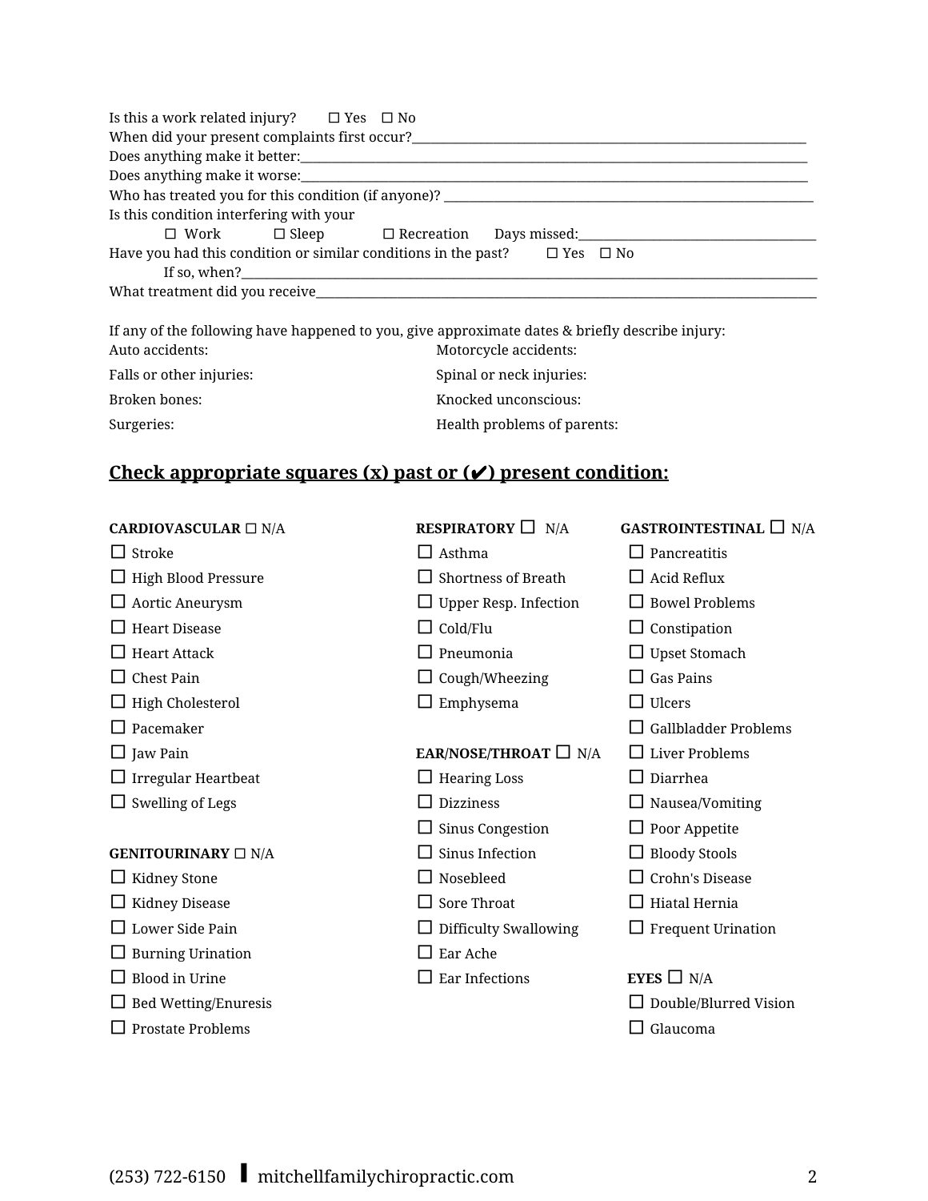Is this a work related injury? ☐ Yes ☐ No

When did your present complaints first occur?\_\_\_\_\_\_\_\_\_\_\_\_\_\_\_\_\_\_\_\_\_\_\_\_\_\_\_\_\_\_\_\_\_\_\_\_\_\_\_\_\_\_\_\_

Does anything make it better:\_\_\_\_\_\_\_\_\_\_\_\_\_\_\_\_\_\_\_\_\_\_\_\_\_\_\_\_\_\_\_\_\_\_\_\_\_\_\_\_\_\_\_\_\_\_\_\_\_\_\_\_\_\_

Does anything make it worse:\_\_\_\_\_\_\_\_\_\_\_\_\_\_\_\_\_\_\_\_\_\_\_\_\_\_\_\_\_\_\_\_\_\_\_\_\_\_\_\_\_\_\_\_\_\_\_\_\_\_\_\_\_\_

Who has treated you for this condition (if anyone)? \_\_\_\_\_\_\_\_\_\_\_\_\_\_\_\_\_\_\_\_\_\_\_\_\_\_\_\_\_\_\_\_\_\_\_\_\_\_\_\_

Is this condition interfering with your

☐ Work ☐ Sleep ☐ Recreation Days missed:\_\_\_\_\_\_\_\_\_\_\_\_\_\_\_\_\_\_\_\_\_\_\_\_

Have you had this condition or similar conditions in the past? ☐ Yes ☐ No

If so, when?\_\_\_\_\_\_\_\_\_\_\_\_\_\_\_\_\_\_\_\_\_\_\_\_\_\_\_\_\_\_\_\_\_\_\_\_\_\_\_\_\_\_\_\_\_\_\_\_\_\_\_\_\_\_\_\_\_\_\_\_\_\_

What treatment did you receive\_\_\_\_\_\_\_\_\_\_\_\_\_\_\_\_\_\_\_\_\_\_\_\_\_\_\_\_\_\_\_\_\_\_\_\_\_\_\_\_\_\_\_\_\_\_\_\_\_\_\_\_\_\_

If any of the following have happened to you, give approximate dates & briefly describe injury:

Auto accidents:

Motorcycle accidents:

Falls or other injuries:

Spinal or neck injuries:

Broken bones:

Knocked unconscious:

Surgeries:

Health problems of parents:

## Check appropriate squares (x) past or (✔) present condition:

**CARDIOVASCULAR** ☐ N/A

☐ Stroke
☐ High Blood Pressure
☐ Aortic Aneurysm
☐ Heart Disease
☐ Heart Attack
☐ Chest Pain
☐ High Cholesterol
☐ Pacemaker
☐ Jaw Pain
☐ Irregular Heartbeat
☐ Swelling of Legs

**GENITOURINARY** ☐ N/A

☐ Kidney Stone
☐ Kidney Disease
☐ Lower Side Pain
☐ Burning Urination
☐ Blood in Urine
☐ Bed Wetting/Enuresis
☐ Prostate Problems

**RESPIRATORY** ☐ N/A

☐ Asthma
☐ Shortness of Breath
☐ Upper Resp. Infection
☐ Cold/Flu
☐ Pneumonia
☐ Cough/Wheezing
☐ Emphysema

**EAR/NOSE/THROAT** ☐ N/A

☐ Hearing Loss
☐ Dizziness
☐ Sinus Congestion
☐ Sinus Infection
☐ Nosebleed
☐ Sore Throat
☐ Difficulty Swallowing
☐ Ear Ache
☐ Ear Infections

**GASTROINTESTINAL** ☐ N/A

☐ Pancreatitis
☐ Acid Reflux
☐ Bowel Problems
☐ Constipation
☐ Upset Stomach
☐ Gas Pains
☐ Ulcers
☐ Gallbladder Problems
☐ Liver Problems
☐ Diarrhea
☐ Nausea/Vomiting
☐ Poor Appetite
☐ Bloody Stools
☐ Crohn's Disease
☐ Hiatal Hernia
☐ Frequent Urination

**EYES** ☐ N/A

☐ Double/Blurred Vision
☐ Glaucoma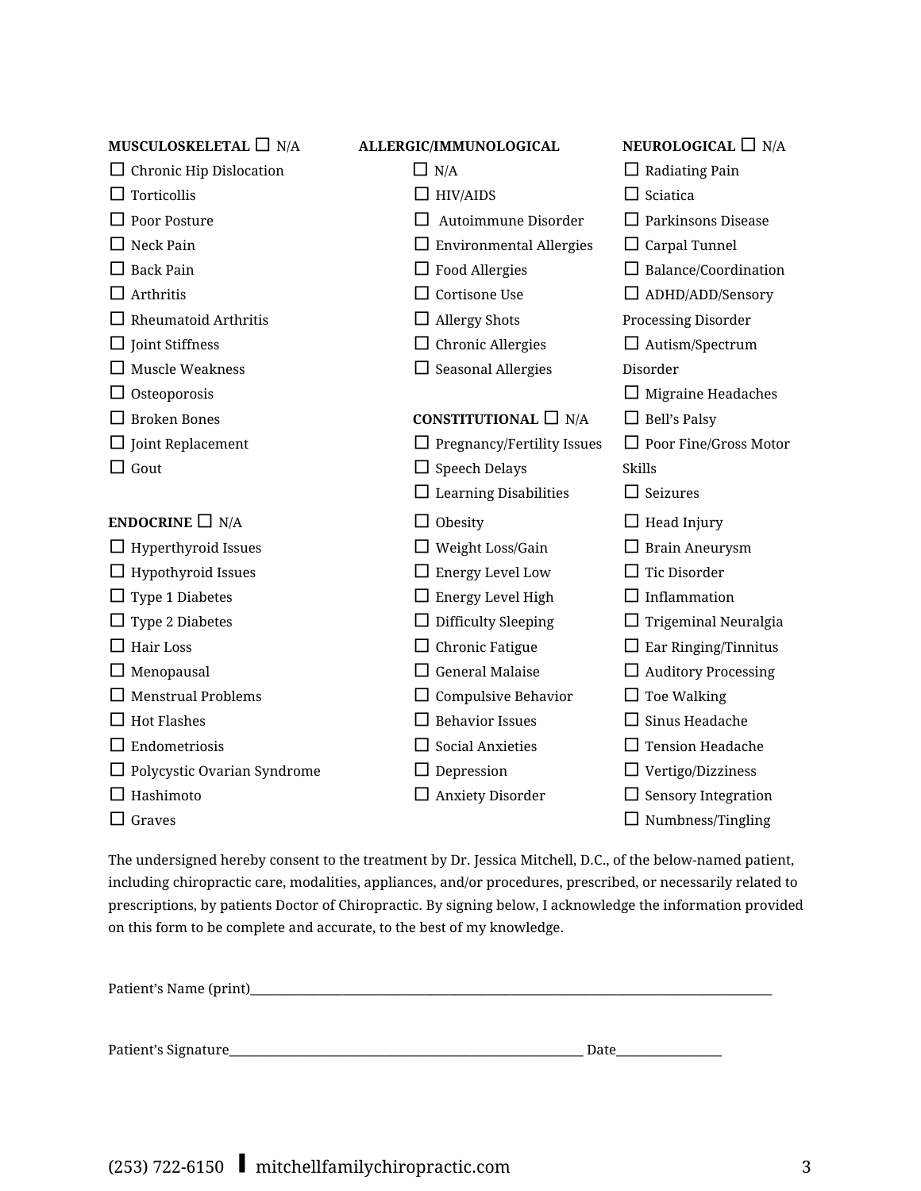**MUSCULOSKELETAL** ☐ N/A

- ☐ Chronic Hip Dislocation
- ☐ Torticollis
- ☐ Poor Posture
- ☐ Neck Pain
- ☐ Back Pain
- ☐ Arthritis
- ☐ Rheumatoid Arthritis
- ☐ Joint Stiffness
- ☐ Muscle Weakness
- ☐ Osteoporosis
- ☐ Broken Bones
- ☐ Joint Replacement
- ☐ Gout

**ENDOCRINE** ☐ N/A

- ☐ Hyperthyroid Issues
- ☐ Hypothyroid Issues
- ☐ Type 1 Diabetes
- ☐ Type 2 Diabetes
- ☐ Hair Loss
- ☐ Menopausal
- ☐ Menstrual Problems
- ☐ Hot Flashes
- ☐ Endometriosis
- ☐ Polycystic Ovarian Syndrome
- ☐ Hashimoto
- ☐ Graves

**ALLERGIC/IMMUNOLOGICAL**

- ☐ N/A
- ☐ HIV/AIDS
- ☐ Autoimmune Disorder
- ☐ Environmental Allergies
- ☐ Food Allergies
- ☐ Cortisone Use
- ☐ Allergy Shots
- ☐ Chronic Allergies
- ☐ Seasonal Allergies

**CONSTITUTIONAL** ☐ N/A

- ☐ Pregnancy/Fertility Issues
- ☐ Speech Delays
- ☐ Learning Disabilities
- ☐ Obesity
- ☐ Weight Loss/Gain
- ☐ Energy Level Low
- ☐ Energy Level High
- ☐ Difficulty Sleeping
- ☐ Chronic Fatigue
- ☐ General Malaise
- ☐ Compulsive Behavior
- ☐ Behavior Issues
- ☐ Social Anxieties
- ☐ Depression
- ☐ Anxiety Disorder

**NEUROLOGICAL** ☐ N/A

- ☐ Radiating Pain
- ☐ Sciatica
- ☐ Parkinsons Disease
- ☐ Carpal Tunnel
- ☐ Balance/Coordination
- ☐ ADHD/ADD/Sensory Processing Disorder
- ☐ Autism/Spectrum Disorder
- ☐ Migraine Headaches
- ☐ Bell's Palsy
- ☐ Poor Fine/Gross Motor Skills
- ☐ Seizures
- ☐ Head Injury
- ☐ Brain Aneurysm
- ☐ Tic Disorder
- ☐ Inflammation
- ☐ Trigeminal Neuralgia
- ☐ Ear Ringing/Tinnitus
- ☐ Auditory Processing
- ☐ Toe Walking
- ☐ Sinus Headache
- ☐ Tension Headache
- ☐ Vertigo/Dizziness
- ☐ Sensory Integration
- ☐ Numbness/Tingling

The undersigned hereby consent to the treatment by Dr. Jessica Mitchell, D.C., of the below-named patient, including chiropractic care, modalities, appliances, and/or procedures, prescribed, or necessarily related to prescriptions, by patients Doctor of Chiropractic. By signing below, I acknowledge the information provided on this form to be complete and accurate, to the best of my knowledge.

Patient's Name (print)______________________________________________________________________________

Patient's Signature_____________________________________________________ Date_______________

(253) 722-6150 ▌ mitchellfamilychiropractic.com